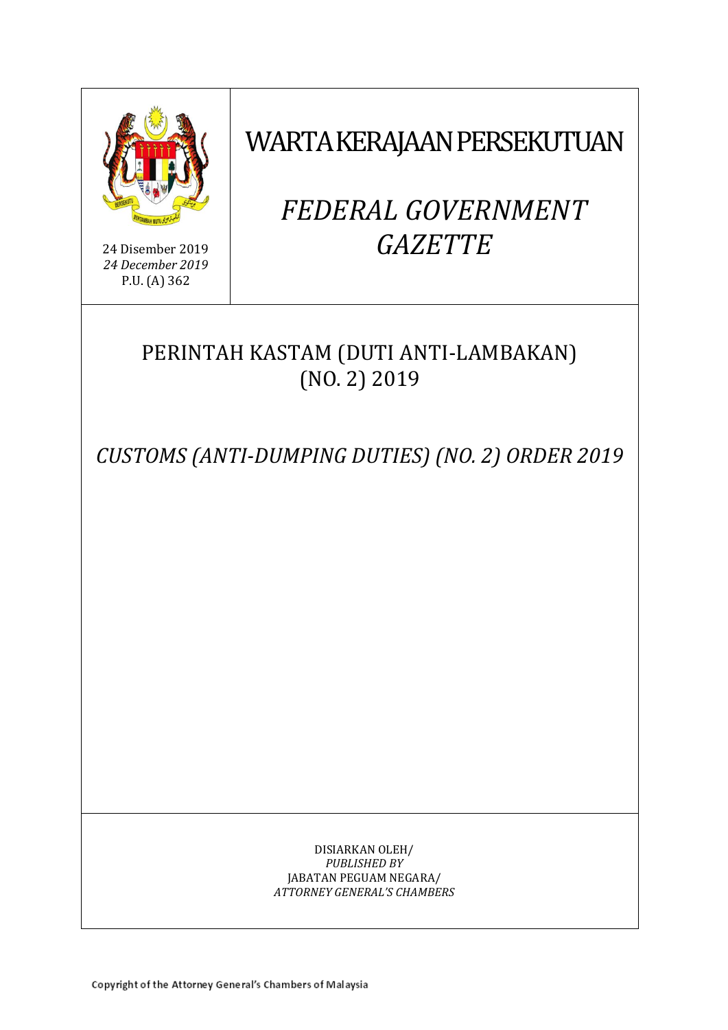24 Disember 2019
*24 December 2019*
P.U. (A) 362

# WARTA KERAJAAN PERSEKUTUAN

# *FEDERAL GOVERNMENT GAZETTE*

## PERINTAH KASTAM (DUTI ANTI-LAMBAKAN) (NO. 2) 2019

## *CUSTOMS (ANTI-DUMPING DUTIES) (NO. 2) ORDER 2019*

DISIARKAN OLEH/
*PUBLISHED BY*
JABATAN PEGUAM NEGARA/
*ATTORNEY GENERAL'S CHAMBERS*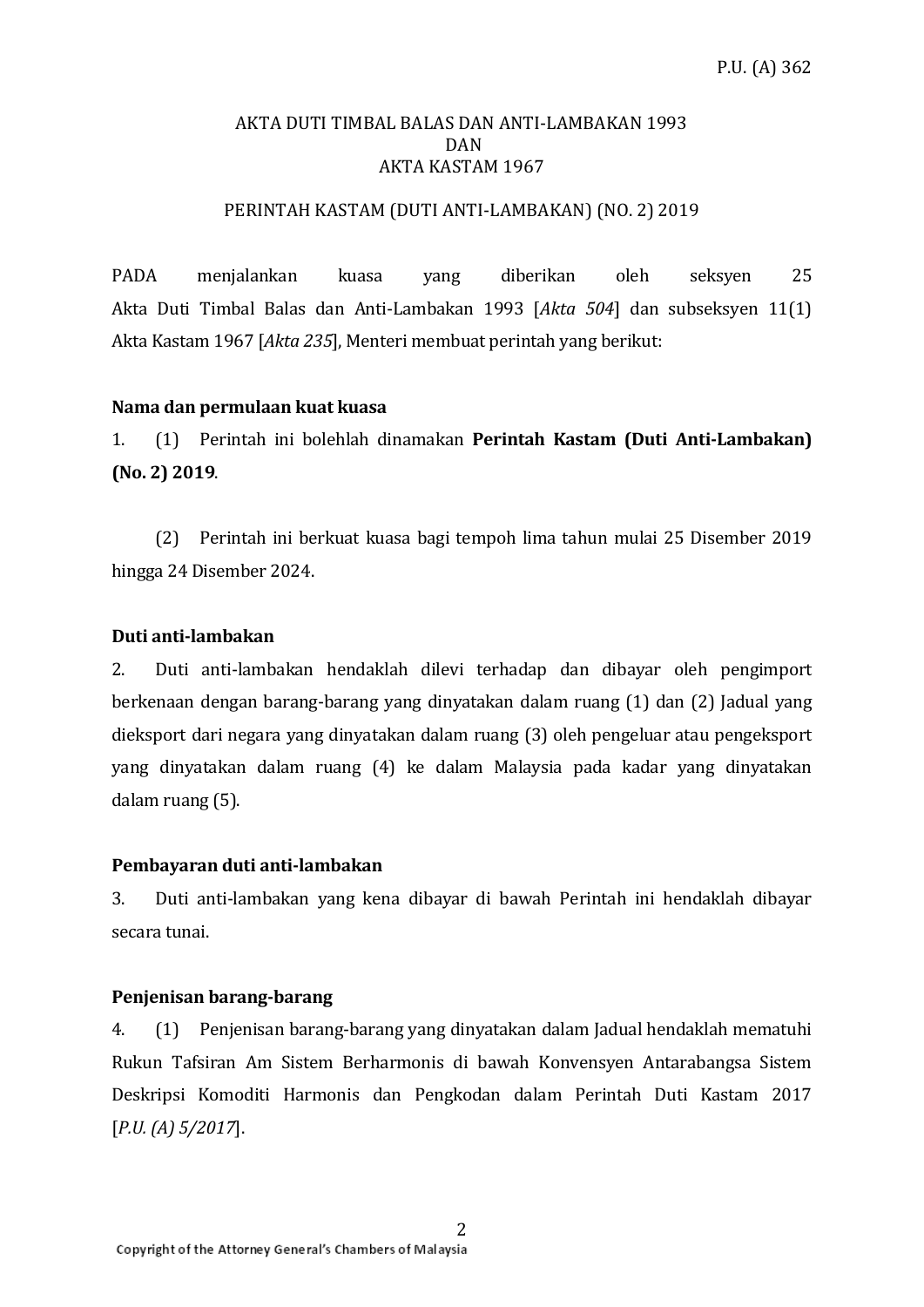P.U. (A) 362

AKTA DUTI TIMBAL BALAS DAN ANTI-LAMBAKAN 1993
DAN
AKTA KASTAM 1967

PERINTAH KASTAM (DUTI ANTI-LAMBAKAN) (NO. 2) 2019

PADA menjalankan kuasa yang diberikan oleh seksyen 25 Akta Duti Timbal Balas dan Anti-Lambakan 1993 [*Akta 504*] dan subseksyen 11(1) Akta Kastam 1967 [*Akta 235*], Menteri membuat perintah yang berikut:

**Nama dan permulaan kuat kuasa**

1. (1) Perintah ini bolehlah dinamakan **Perintah Kastam (Duti Anti-Lambakan) (No. 2) 2019**.

(2) Perintah ini berkuat kuasa bagi tempoh lima tahun mulai 25 Disember 2019 hingga 24 Disember 2024.

**Duti anti-lambakan**

2. Duti anti-lambakan hendaklah dilevi terhadap dan dibayar oleh pengimport berkenaan dengan barang-barang yang dinyatakan dalam ruang (1) dan (2) Jadual yang dieksport dari negara yang dinyatakan dalam ruang (3) oleh pengeluar atau pengeksport yang dinyatakan dalam ruang (4) ke dalam Malaysia pada kadar yang dinyatakan dalam ruang (5).

**Pembayaran duti anti-lambakan**

3. Duti anti-lambakan yang kena dibayar di bawah Perintah ini hendaklah dibayar secara tunai.

**Penjenisan barang-barang**

4. (1) Penjenisan barang-barang yang dinyatakan dalam Jadual hendaklah mematuhi Rukun Tafsiran Am Sistem Berharmonis di bawah Konvensyen Antarabangsa Sistem Deskripsi Komoditi Harmonis dan Pengkodan dalam Perintah Duti Kastam 2017 [*P.U. (A) 5/2017*].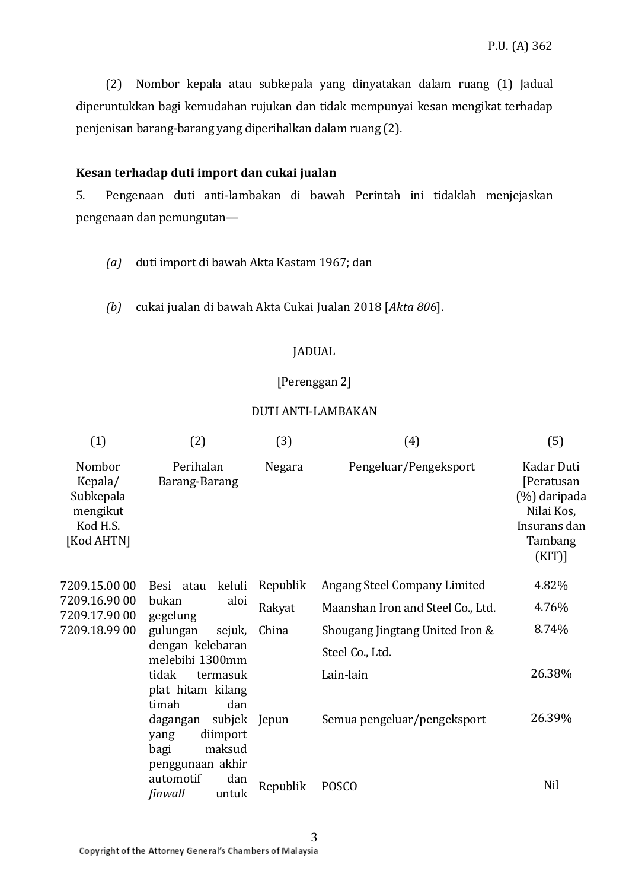(2) Nombor kepala atau subkepala yang dinyatakan dalam ruang (1) Jadual diperuntukkan bagi kemudahan rujukan dan tidak mempunyai kesan mengikat terhadap penjenisan barang-barang yang diperihalkan dalam ruang (2).

**Kesan terhadap duti import dan cukai jualan**

5. Pengenaan duti anti-lambakan di bawah Perintah ini tidaklah menjejaskan pengenaan dan pemungutan—

*(a)* duti import di bawah Akta Kastam 1967; dan

*(b)* cukai jualan di bawah Akta Cukai Jualan 2018 [*Akta 806*].

JADUAL

[Perenggan 2]

DUTI ANTI-LAMBAKAN

| (1) | (2) | (3) | (4) | (5) |
|---|---|---|---|---|
| Nombor Kepala/ Subkepala mengikut Kod H.S. [Kod AHTN] | Perihalan Barang-Barang | Negara | Pengeluar/Pengeksport | Kadar Duti [Peratusan (%) daripada Nilai Kos, Insurans dan Tambang (KIT)] |
| 7209.15.00 00 7209.16.90 00 7209.17.90 00 7209.18.99 00 | Besi atau keluli bukan aloi gegelung gulungan sejuk, dengan kelebaran melebihi 1300mm tidak termasuk plat hitam kilang timah dan dagangan subjek yang diimport bagi maksud penggunaan akhir automotif dan *finwall* untuk | Republik Rakyat China | Angang Steel Company Limited | 4.82% |
| | | | Maanshan Iron and Steel Co., Ltd. | 4.76% |
| | | | Shougang Jingtang United Iron & Steel Co., Ltd. | 8.74% |
| | | | Lain-lain | 26.38% |
| | | Jepun | Semua pengeluar/pengeksport | 26.39% |
| | | Republik | POSCO | Nil |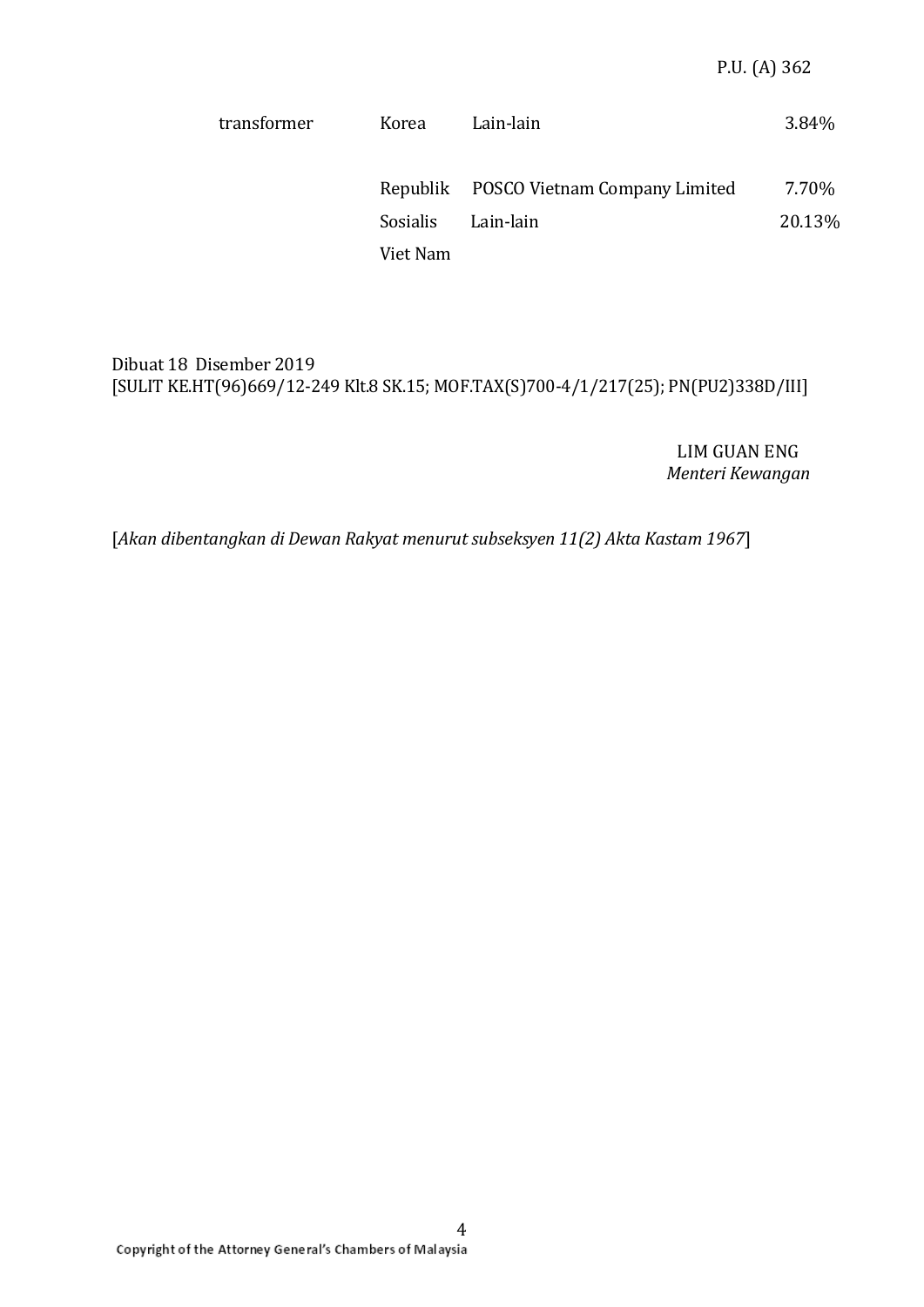| | | | |
|---|---|---|---|
| transformer | Korea | Lain-lain | 3.84% |
| | Republik Sosialis Viet Nam | POSCO Vietnam Company Limited | 7.70% |
| | | Lain-lain | 20.13% |

Dibuat 18 Disember 2019
[SULIT KE.HT(96)669/12-249 Klt.8 SK.15; MOF.TAX(S)700-4/1/217(25); PN(PU2)338D/III]

LIM GUAN ENG
*Menteri Kewangan*

[*Akan dibentangkan di Dewan Rakyat menurut subseksyen 11(2) Akta Kastam 1967*]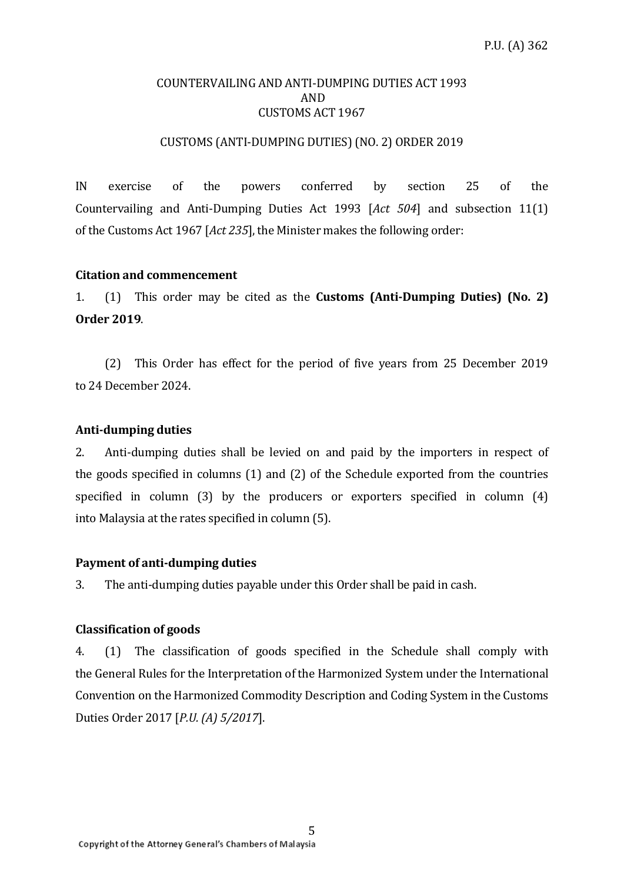P.U. (A) 362

COUNTERVAILING AND ANTI-DUMPING DUTIES ACT 1993
AND
CUSTOMS ACT 1967

CUSTOMS (ANTI-DUMPING DUTIES) (NO. 2) ORDER 2019

IN exercise of the powers conferred by section 25 of the Countervailing and Anti-Dumping Duties Act 1993 [*Act 504*] and subsection 11(1) of the Customs Act 1967 [*Act 235*], the Minister makes the following order:

**Citation and commencement**

1. (1) This order may be cited as the **Customs (Anti-Dumping Duties) (No. 2) Order 2019**.

(2) This Order has effect for the period of five years from 25 December 2019 to 24 December 2024.

**Anti-dumping duties**

2. Anti-dumping duties shall be levied on and paid by the importers in respect of the goods specified in columns (1) and (2) of the Schedule exported from the countries specified in column (3) by the producers or exporters specified in column (4) into Malaysia at the rates specified in column (5).

**Payment of anti-dumping duties**

3. The anti-dumping duties payable under this Order shall be paid in cash.

**Classification of goods**

4. (1) The classification of goods specified in the Schedule shall comply with the General Rules for the Interpretation of the Harmonized System under the International Convention on the Harmonized Commodity Description and Coding System in the Customs Duties Order 2017 [*P.U. (A) 5/2017*].

Copyright of the Attorney General's Chambers of Malaysia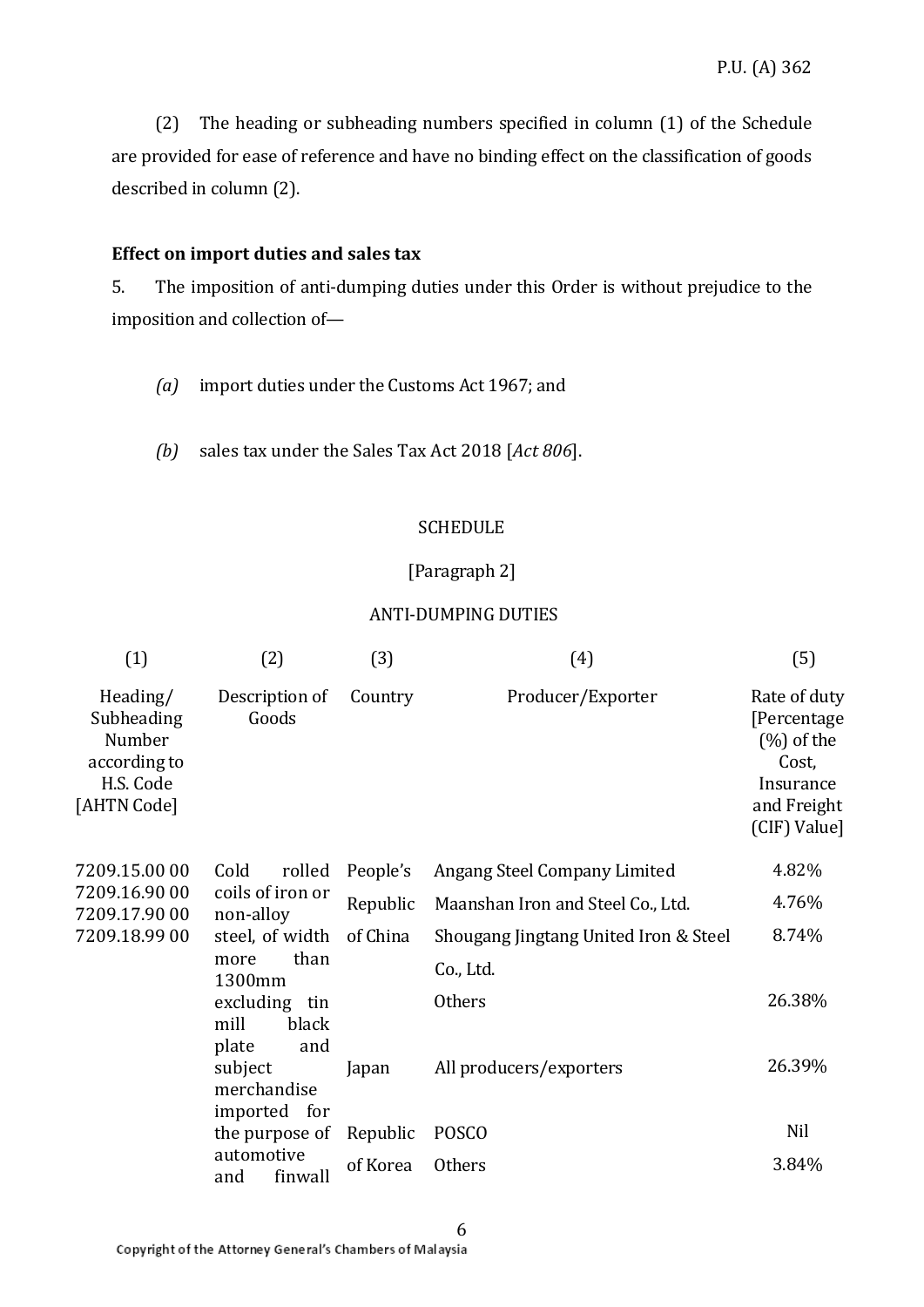(2) The heading or subheading numbers specified in column (1) of the Schedule are provided for ease of reference and have no binding effect on the classification of goods described in column (2).

**Effect on import duties and sales tax**

5. The imposition of anti-dumping duties under this Order is without prejudice to the imposition and collection of—

*(a)* import duties under the Customs Act 1967; and

*(b)* sales tax under the Sales Tax Act 2018 [*Act 806*].

SCHEDULE

[Paragraph 2]

ANTI-DUMPING DUTIES

| (1) | (2) | (3) | (4) | (5) |
|---|---|---|---|---|
| Heading/ Subheading Number according to H.S. Code [AHTN Code] | Description of Goods | Country | Producer/Exporter | Rate of duty [Percentage (%) of the Cost, Insurance and Freight (CIF) Value] |
| 7209.15.00 00<br>7209.16.90 00<br>7209.17.90 00<br>7209.18.99 00 | Cold rolled coils of iron or non-alloy steel, of width more than 1300mm excluding tin mill black plate and subject merchandise imported for the purpose of automotive and finwall | People's Republic of China | Angang Steel Company Limited | 4.82% |
| | | | Maanshan Iron and Steel Co., Ltd. | 4.76% |
| | | | Shougang Jingtang United Iron & Steel Co., Ltd. | 8.74% |
| | | | Others | 26.38% |
| | | Japan | All producers/exporters | 26.39% |
| | | Republic of Korea | POSCO | Nil |
| | | | Others | 3.84% |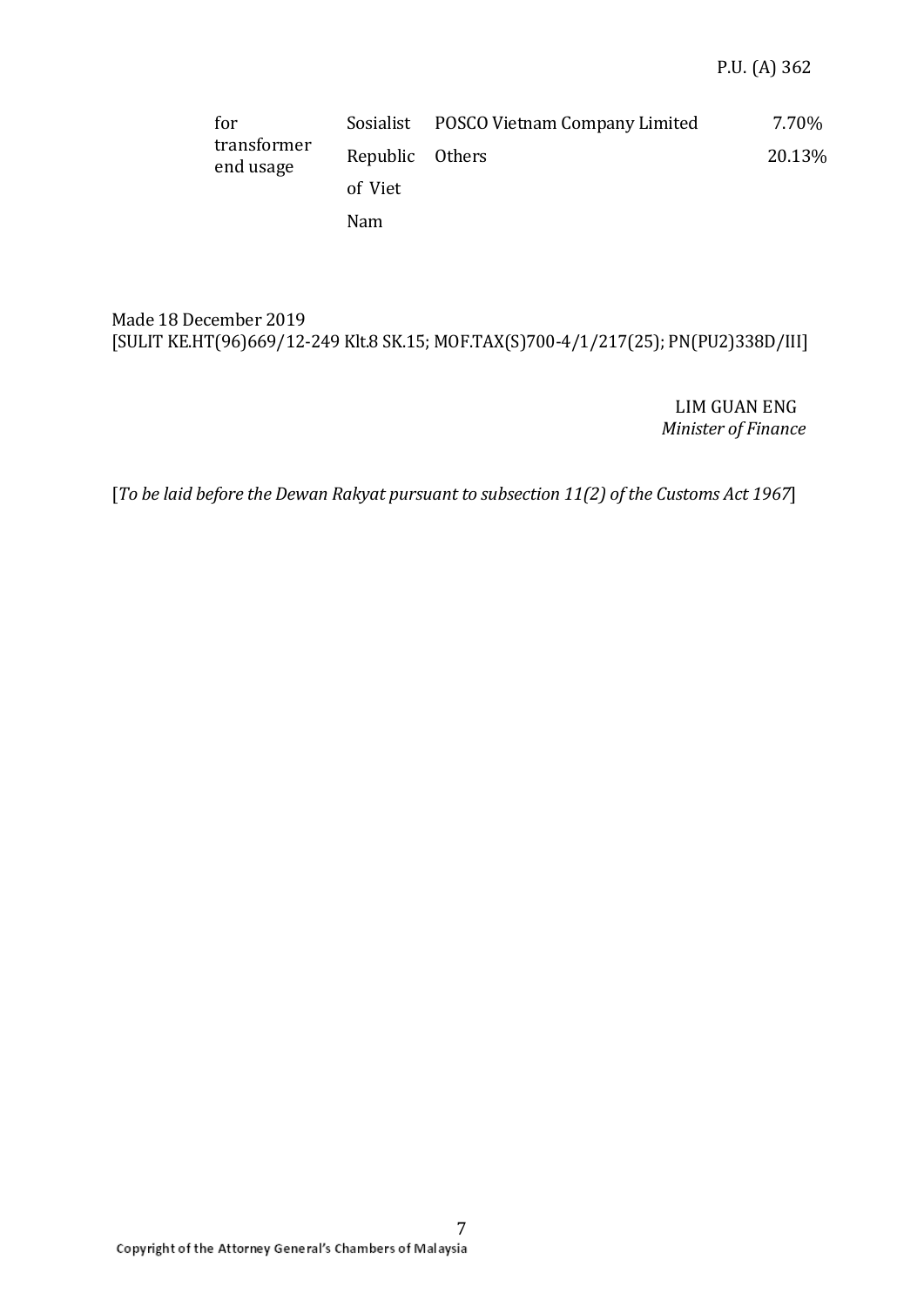| | | | |
|---|---|---|---|
| for transformer end usage | Sosialist Republic of Viet Nam | POSCO Vietnam Company Limited | 7.70% |
| | | Others | 20.13% |

Made 18 December 2019
[SULIT KE.HT(96)669/12-249 Klt.8 SK.15; MOF.TAX(S)700-4/1/217(25); PN(PU2)338D/III]

LIM GUAN ENG
*Minister of Finance*

[*To be laid before the Dewan Rakyat pursuant to subsection 11(2) of the Customs Act 1967*]